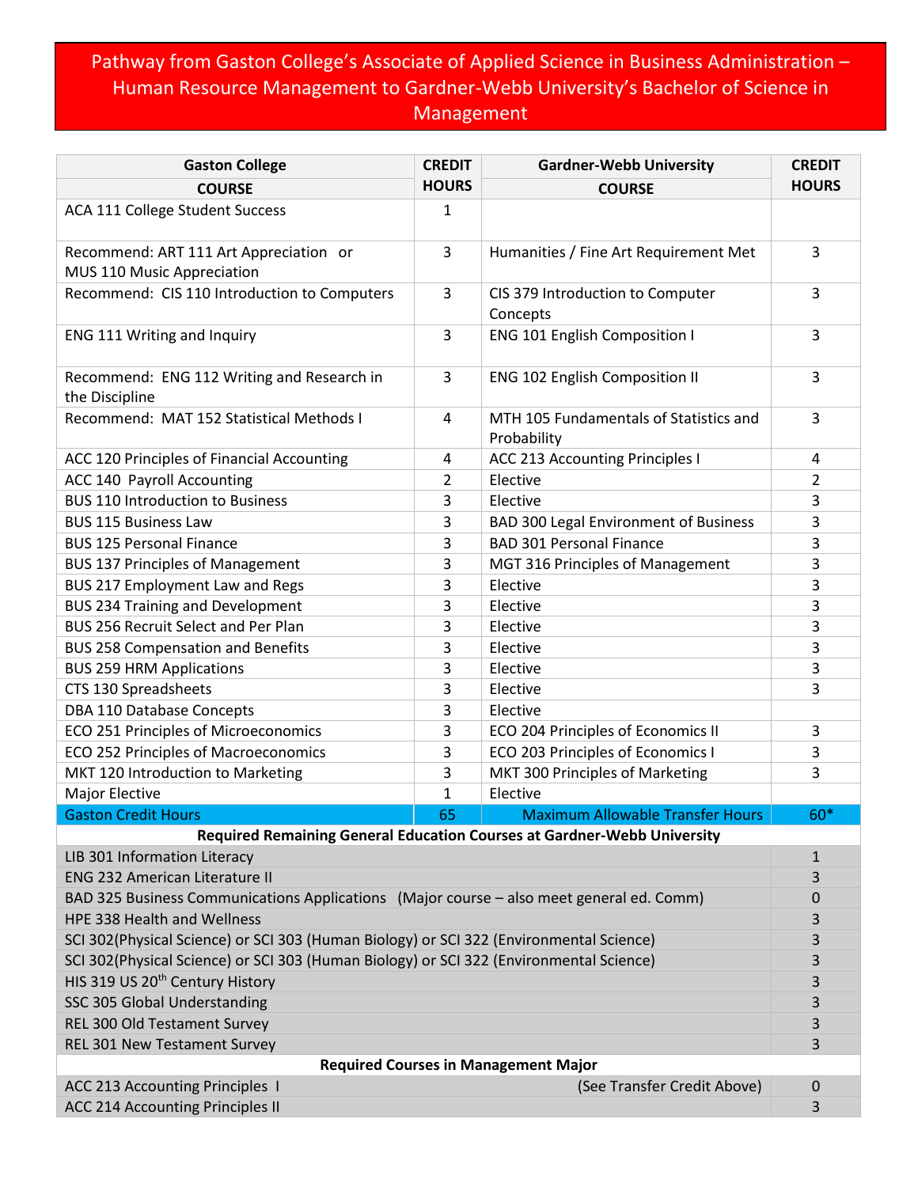# Pathway from Gaston College's Associate of Applied Science in Business Administration – Human Resource Management to Gardner-Webb University's Bachelor of Science in Management

| Gaston College COURSE | CREDIT HOURS | Gardner-Webb University COURSE | CREDIT HOURS |
|---|---|---|---|
| ACA 111 College Student Success | 1 | | |
| Recommend: ART 111 Art Appreciation or MUS 110 Music Appreciation | 3 | Humanities / Fine Art Requirement Met | 3 |
| Recommend: CIS 110 Introduction to Computers | 3 | CIS 379 Introduction to Computer Concepts | 3 |
| ENG 111 Writing and Inquiry | 3 | ENG 101 English Composition I | 3 |
| Recommend: ENG 112 Writing and Research in the Discipline | 3 | ENG 102 English Composition II | 3 |
| Recommend: MAT 152 Statistical Methods I | 4 | MTH 105 Fundamentals of Statistics and Probability | 3 |
| ACC 120 Principles of Financial Accounting | 4 | ACC 213 Accounting Principles I | 4 |
| ACC 140 Payroll Accounting | 2 | Elective | 2 |
| BUS 110 Introduction to Business | 3 | Elective | 3 |
| BUS 115 Business Law | 3 | BAD 300 Legal Environment of Business | 3 |
| BUS 125 Personal Finance | 3 | BAD 301 Personal Finance | 3 |
| BUS 137 Principles of Management | 3 | MGT 316 Principles of Management | 3 |
| BUS 217 Employment Law and Regs | 3 | Elective | 3 |
| BUS 234 Training and Development | 3 | Elective | 3 |
| BUS 256 Recruit Select and Per Plan | 3 | Elective | 3 |
| BUS 258 Compensation and Benefits | 3 | Elective | 3 |
| BUS 259 HRM Applications | 3 | Elective | 3 |
| CTS 130 Spreadsheets | 3 | Elective | 3 |
| DBA 110 Database Concepts | 3 | Elective | |
| ECO 251 Principles of Microeconomics | 3 | ECO 204 Principles of Economics II | 3 |
| ECO 252 Principles of Macroeconomics | 3 | ECO 203 Principles of Economics I | 3 |
| MKT 120 Introduction to Marketing | 3 | MKT 300 Principles of Marketing | 3 |
| Major Elective | 1 | Elective | |
| Gaston Credit Hours | 65 | Maximum Allowable Transfer Hours | 60* |

| Required Remaining General Education Courses at Gardner-Webb University | |
|---|---|
| LIB 301 Information Literacy | 1 |
| ENG 232 American Literature II | 3 |
| BAD 325 Business Communications Applications (Major course – also meet general ed. Comm) | 0 |
| HPE 338 Health and Wellness | 3 |
| SCI 302(Physical Science) or SCI 303 (Human Biology) or SCI 322 (Environmental Science) | 3 |
| SCI 302(Physical Science) or SCI 303 (Human Biology) or SCI 322 (Environmental Science) | 3 |
| HIS 319 US 20th Century History | 3 |
| SSC 305 Global Understanding | 3 |
| REL 300 Old Testament Survey | 3 |
| REL 301 New Testament Survey | 3 |
| **Required Courses in Management Major** | |
| ACC 213 Accounting Principles I (See Transfer Credit Above) | 0 |
| ACC 214 Accounting Principles II | 3 |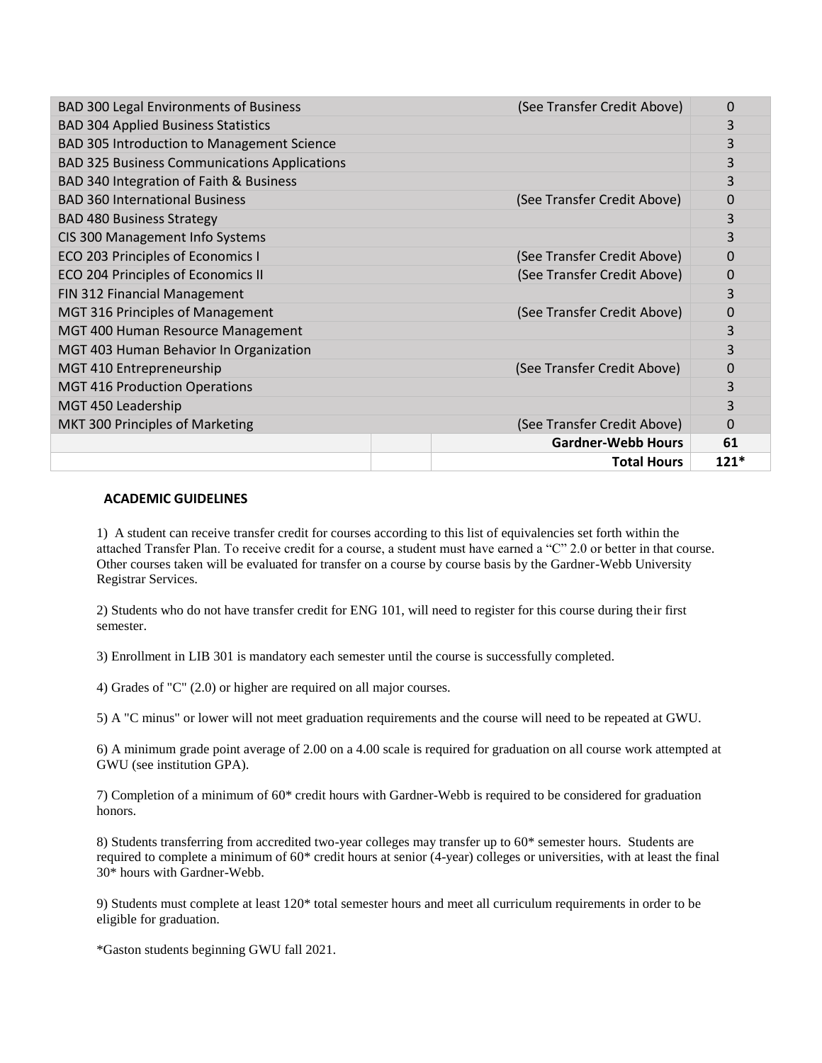| | | | |
|---|---|---|---|
| BAD 300 Legal Environments of Business | | (See Transfer Credit Above) | 0 |
| BAD 304 Applied Business Statistics | | | 3 |
| BAD 305 Introduction to Management Science | | | 3 |
| BAD 325 Business Communications Applications | | | 3 |
| BAD 340 Integration of Faith & Business | | | 3 |
| BAD 360 International Business | | (See Transfer Credit Above) | 0 |
| BAD 480 Business Strategy | | | 3 |
| CIS 300 Management Info Systems | | | 3 |
| ECO 203 Principles of Economics I | | (See Transfer Credit Above) | 0 |
| ECO 204 Principles of Economics II | | (See Transfer Credit Above) | 0 |
| FIN 312 Financial Management | | | 3 |
| MGT 316 Principles of Management | | (See Transfer Credit Above) | 0 |
| MGT 400 Human Resource Management | | | 3 |
| MGT 403 Human Behavior In Organization | | | 3 |
| MGT 410 Entrepreneurship | | (See Transfer Credit Above) | 0 |
| MGT 416 Production Operations | | | 3 |
| MGT 450 Leadership | | | 3 |
| MKT 300 Principles of Marketing | | (See Transfer Credit Above) | 0 |
| | | **Gardner-Webb Hours** | **61** |
| | | **Total Hours** | **121*** |

**ACADEMIC GUIDELINES**

1) A student can receive transfer credit for courses according to this list of equivalencies set forth within the attached Transfer Plan. To receive credit for a course, a student must have earned a "C" 2.0 or better in that course. Other courses taken will be evaluated for transfer on a course by course basis by the Gardner-Webb University Registrar Services.

2) Students who do not have transfer credit for ENG 101, will need to register for this course during their first semester.

3) Enrollment in LIB 301 is mandatory each semester until the course is successfully completed.

4) Grades of "C" (2.0) or higher are required on all major courses.

5) A "C minus" or lower will not meet graduation requirements and the course will need to be repeated at GWU.

6) A minimum grade point average of 2.00 on a 4.00 scale is required for graduation on all course work attempted at GWU (see institution GPA).

7) Completion of a minimum of 60* credit hours with Gardner-Webb is required to be considered for graduation honors.

8) Students transferring from accredited two-year colleges may transfer up to 60* semester hours. Students are required to complete a minimum of 60* credit hours at senior (4-year) colleges or universities, with at least the final 30* hours with Gardner-Webb.

9) Students must complete at least 120* total semester hours and meet all curriculum requirements in order to be eligible for graduation.

*Gaston students beginning GWU fall 2021.